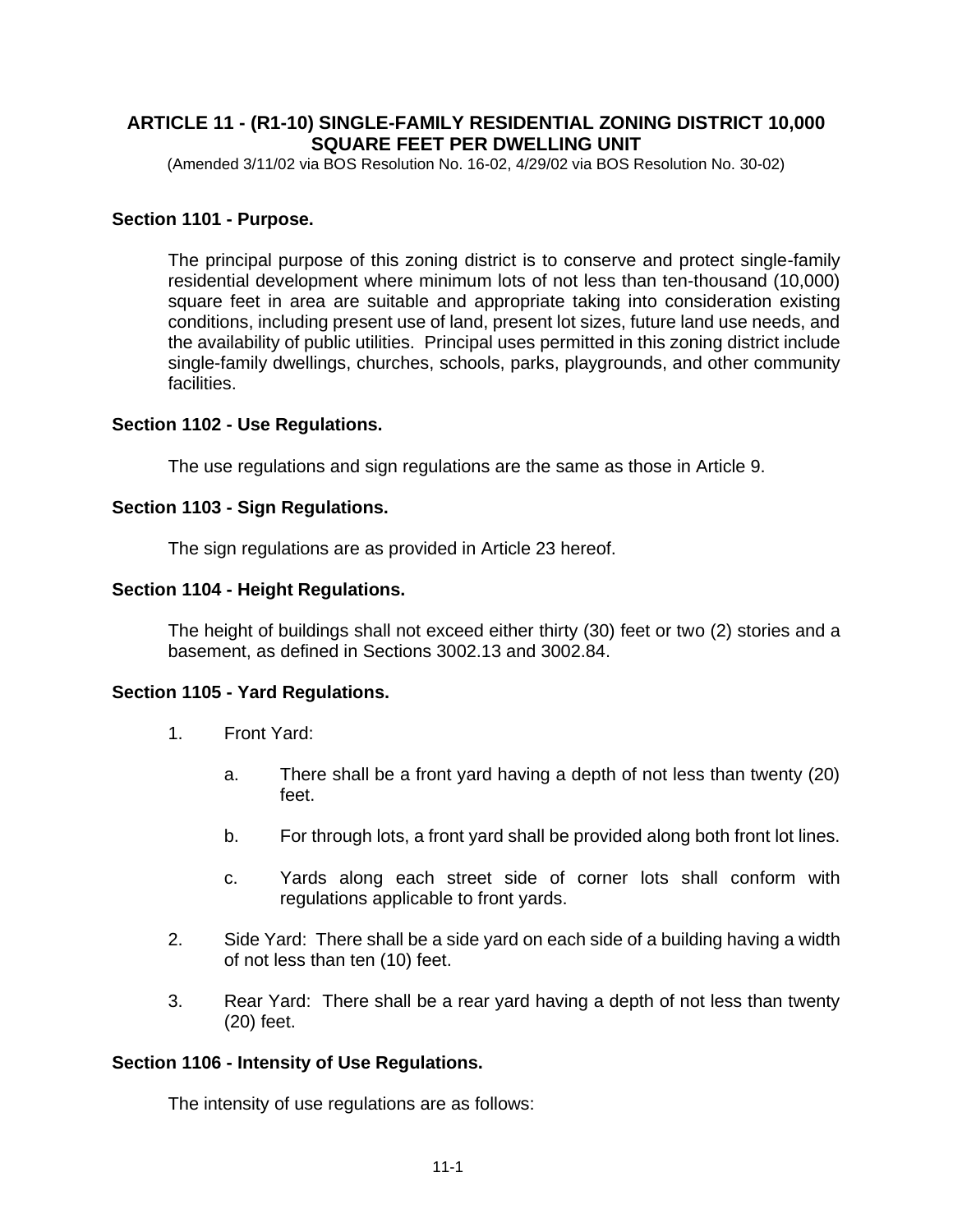# ARTICLE 11 - (R1-10) SINGLE-FAMILY RESIDENTIAL ZONING DISTRICT 10,000 SQUARE FEET PER DWELLING UNIT

(Amended 3/11/02 via BOS Resolution No. 16-02, 4/29/02 via BOS Resolution No. 30-02)

## Section 1101 - Purpose.

The principal purpose of this zoning district is to conserve and protect single-family residential development where minimum lots of not less than ten-thousand (10,000) square feet in area are suitable and appropriate taking into consideration existing conditions, including present use of land, present lot sizes, future land use needs, and the availability of public utilities. Principal uses permitted in this zoning district include single-family dwellings, churches, schools, parks, playgrounds, and other community facilities.

## Section 1102 - Use Regulations.

The use regulations and sign regulations are the same as those in Article 9.

## Section 1103 - Sign Regulations.

The sign regulations are as provided in Article 23 hereof.

## Section 1104 - Height Regulations.

The height of buildings shall not exceed either thirty (30) feet or two (2) stories and a basement, as defined in Sections 3002.13 and 3002.84.

## Section 1105 - Yard Regulations.

1. Front Yard:

   a. There shall be a front yard having a depth of not less than twenty (20) feet.

   b. For through lots, a front yard shall be provided along both front lot lines.

   c. Yards along each street side of corner lots shall conform with regulations applicable to front yards.

2. Side Yard: There shall be a side yard on each side of a building having a width of not less than ten (10) feet.

3. Rear Yard: There shall be a rear yard having a depth of not less than twenty (20) feet.

## Section 1106 - Intensity of Use Regulations.

The intensity of use regulations are as follows: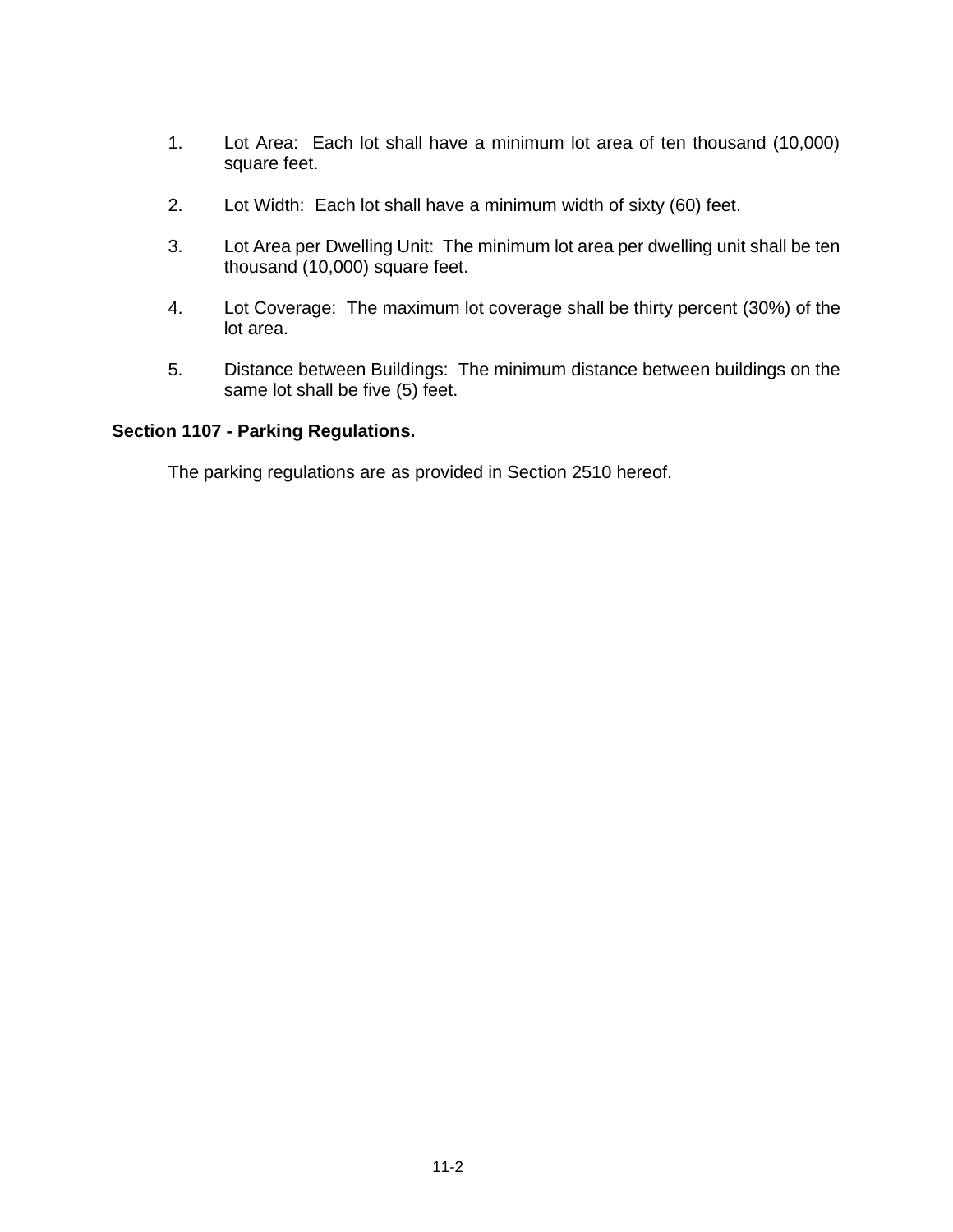1. Lot Area: Each lot shall have a minimum lot area of ten thousand (10,000) square feet.

2. Lot Width: Each lot shall have a minimum width of sixty (60) feet.

3. Lot Area per Dwelling Unit: The minimum lot area per dwelling unit shall be ten thousand (10,000) square feet.

4. Lot Coverage: The maximum lot coverage shall be thirty percent (30%) of the lot area.

5. Distance between Buildings: The minimum distance between buildings on the same lot shall be five (5) feet.

**Section 1107 - Parking Regulations.**

The parking regulations are as provided in Section 2510 hereof.